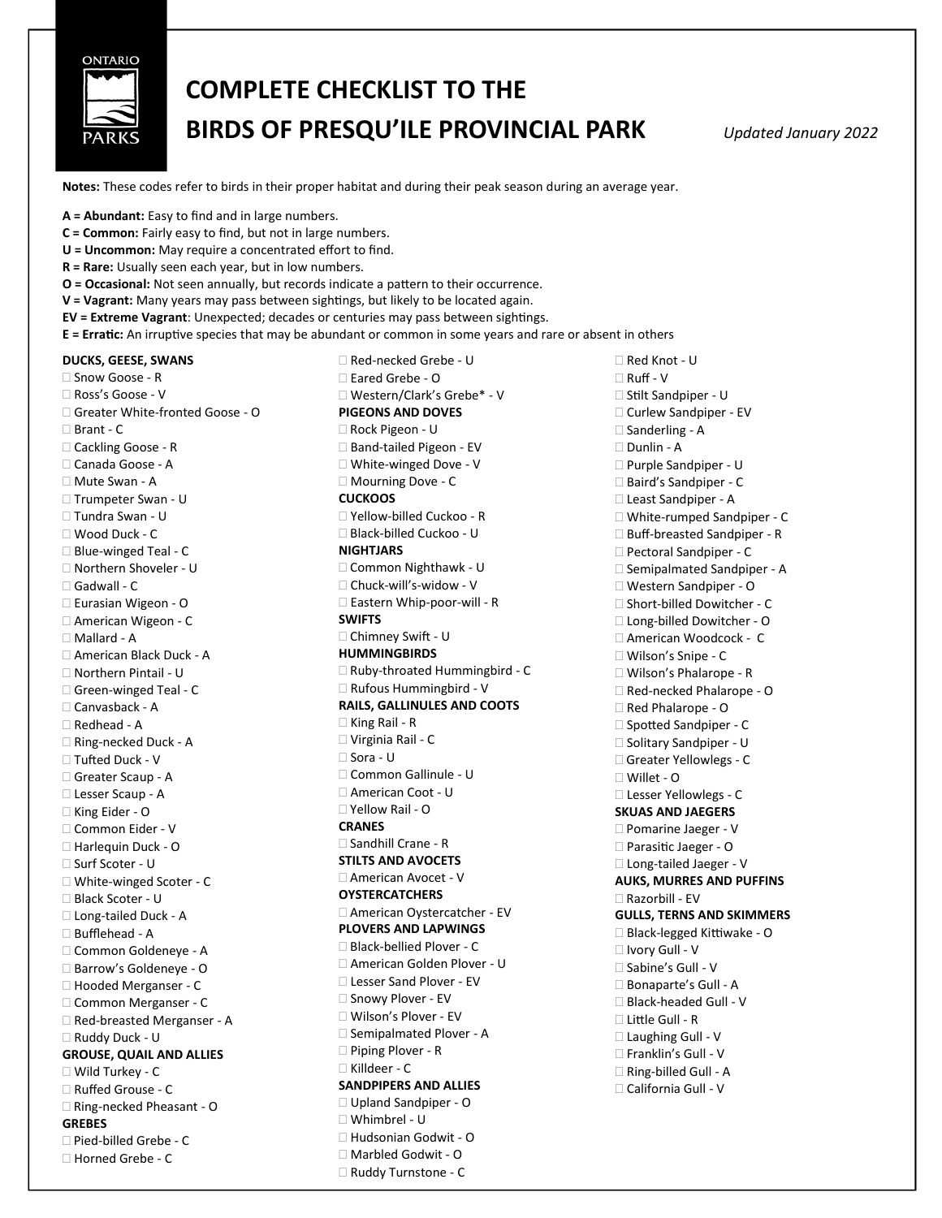ONTARIO PARKS

# COMPLETE CHECKLIST TO THE BIRDS OF PRESQU'ILE PROVINCIAL PARK

*Updated January 2022*

**Notes:** These codes refer to birds in their proper habitat and during their peak season during an average year.

**A = Abundant:** Easy to find and in large numbers.
**C = Common:** Fairly easy to find, but not in large numbers.
**U = Uncommon:** May require a concentrated effort to find.
**R = Rare:** Usually seen each year, but in low numbers.
**O = Occasional:** Not seen annually, but records indicate a pattern to their occurrence.
**V = Vagrant:** Many years may pass between sightings, but likely to be located again.
**EV = Extreme Vagrant**: Unexpected; decades or centuries may pass between sightings.
**E = Erratic:** An irruptive species that may be abundant or common in some years and rare or absent in others

**DUCKS, GEESE, SWANS**
- ☐ Snow Goose - R
- ☐ Ross's Goose - V
- ☐ Greater White-fronted Goose - O
- ☐ Brant - C
- ☐ Cackling Goose - R
- ☐ Canada Goose - A
- ☐ Mute Swan - A
- ☐ Trumpeter Swan - U
- ☐ Tundra Swan - U
- ☐ Wood Duck - C
- ☐ Blue-winged Teal - C
- ☐ Northern Shoveler - U
- ☐ Gadwall - C
- ☐ Eurasian Wigeon - O
- ☐ American Wigeon - C
- ☐ Mallard - A
- ☐ American Black Duck - A
- ☐ Northern Pintail - U
- ☐ Green-winged Teal - C
- ☐ Canvasback - A
- ☐ Redhead - A
- ☐ Ring-necked Duck - A
- ☐ Tufted Duck - V
- ☐ Greater Scaup - A
- ☐ Lesser Scaup - A
- ☐ King Eider - O
- ☐ Common Eider - V
- ☐ Harlequin Duck - O
- ☐ Surf Scoter - U
- ☐ White-winged Scoter - C
- ☐ Black Scoter - U
- ☐ Long-tailed Duck - A
- ☐ Bufflehead - A
- ☐ Common Goldeneye - A
- ☐ Barrow's Goldeneye - O
- ☐ Hooded Merganser - C
- ☐ Common Merganser - C
- ☐ Red-breasted Merganser - A
- ☐ Ruddy Duck - U

**GROUSE, QUAIL AND ALLIES**
- ☐ Wild Turkey - C
- ☐ Ruffed Grouse - C
- ☐ Ring-necked Pheasant - O

**GREBES**
- ☐ Pied-billed Grebe - C
- ☐ Horned Grebe - C
- ☐ Red-necked Grebe - U
- ☐ Eared Grebe - O
- ☐ Western/Clark's Grebe* - V

**PIGEONS AND DOVES**
- ☐ Rock Pigeon - U
- ☐ Band-tailed Pigeon - EV
- ☐ White-winged Dove - V
- ☐ Mourning Dove - C

**CUCKOOS**
- ☐ Yellow-billed Cuckoo - R
- ☐ Black-billed Cuckoo - U

**NIGHTJARS**
- ☐ Common Nighthawk - U
- ☐ Chuck-will's-widow - V
- ☐ Eastern Whip-poor-will - R

**SWIFTS**
- ☐ Chimney Swift - U

**HUMMINGBIRDS**
- ☐ Ruby-throated Hummingbird - C
- ☐ Rufous Hummingbird - V

**RAILS, GALLINULES AND COOTS**
- ☐ King Rail - R
- ☐ Virginia Rail - C
- ☐ Sora - U
- ☐ Common Gallinule - U
- ☐ American Coot - U
- ☐ Yellow Rail - O

**CRANES**
- ☐ Sandhill Crane - R

**STILTS AND AVOCETS**
- ☐ American Avocet - V

**OYSTERCATCHERS**
- ☐ American Oystercatcher - EV

**PLOVERS AND LAPWINGS**
- ☐ Black-bellied Plover - C
- ☐ American Golden Plover - U
- ☐ Lesser Sand Plover - EV
- ☐ Snowy Plover - EV
- ☐ Wilson's Plover - EV
- ☐ Semipalmated Plover - A
- ☐ Piping Plover - R
- ☐ Killdeer - C

**SANDPIPERS AND ALLIES**
- ☐ Upland Sandpiper - O
- ☐ Whimbrel - U
- ☐ Hudsonian Godwit - O
- ☐ Marbled Godwit - O
- ☐ Ruddy Turnstone - C
- ☐ Red Knot - U
- ☐ Ruff - V
- ☐ Stilt Sandpiper - U
- ☐ Curlew Sandpiper - EV
- ☐ Sanderling - A
- ☐ Dunlin - A
- ☐ Purple Sandpiper - U
- ☐ Baird's Sandpiper - C
- ☐ Least Sandpiper - A
- ☐ White-rumped Sandpiper - C
- ☐ Buff-breasted Sandpiper - R
- ☐ Pectoral Sandpiper - C
- ☐ Semipalmated Sandpiper - A
- ☐ Western Sandpiper - O
- ☐ Short-billed Dowitcher - C
- ☐ Long-billed Dowitcher - O
- ☐ American Woodcock - C
- ☐ Wilson's Snipe - C
- ☐ Wilson's Phalarope - R
- ☐ Red-necked Phalarope - O
- ☐ Red Phalarope - O
- ☐ Spotted Sandpiper - C
- ☐ Solitary Sandpiper - U
- ☐ Greater Yellowlegs - C
- ☐ Willet - O
- ☐ Lesser Yellowlegs - C

**SKUAS AND JAEGERS**
- ☐ Pomarine Jaeger - V
- ☐ Parasitic Jaeger - O
- ☐ Long-tailed Jaeger - V

**AUKS, MURRES AND PUFFINS**
- ☐ Razorbill - EV

**GULLS, TERNS AND SKIMMERS**
- ☐ Black-legged Kittiwake - O
- ☐ Ivory Gull - V
- ☐ Sabine's Gull - V
- ☐ Bonaparte's Gull - A
- ☐ Black-headed Gull - V
- ☐ Little Gull - R
- ☐ Laughing Gull - V
- ☐ Franklin's Gull - V
- ☐ Ring-billed Gull - A
- ☐ California Gull - V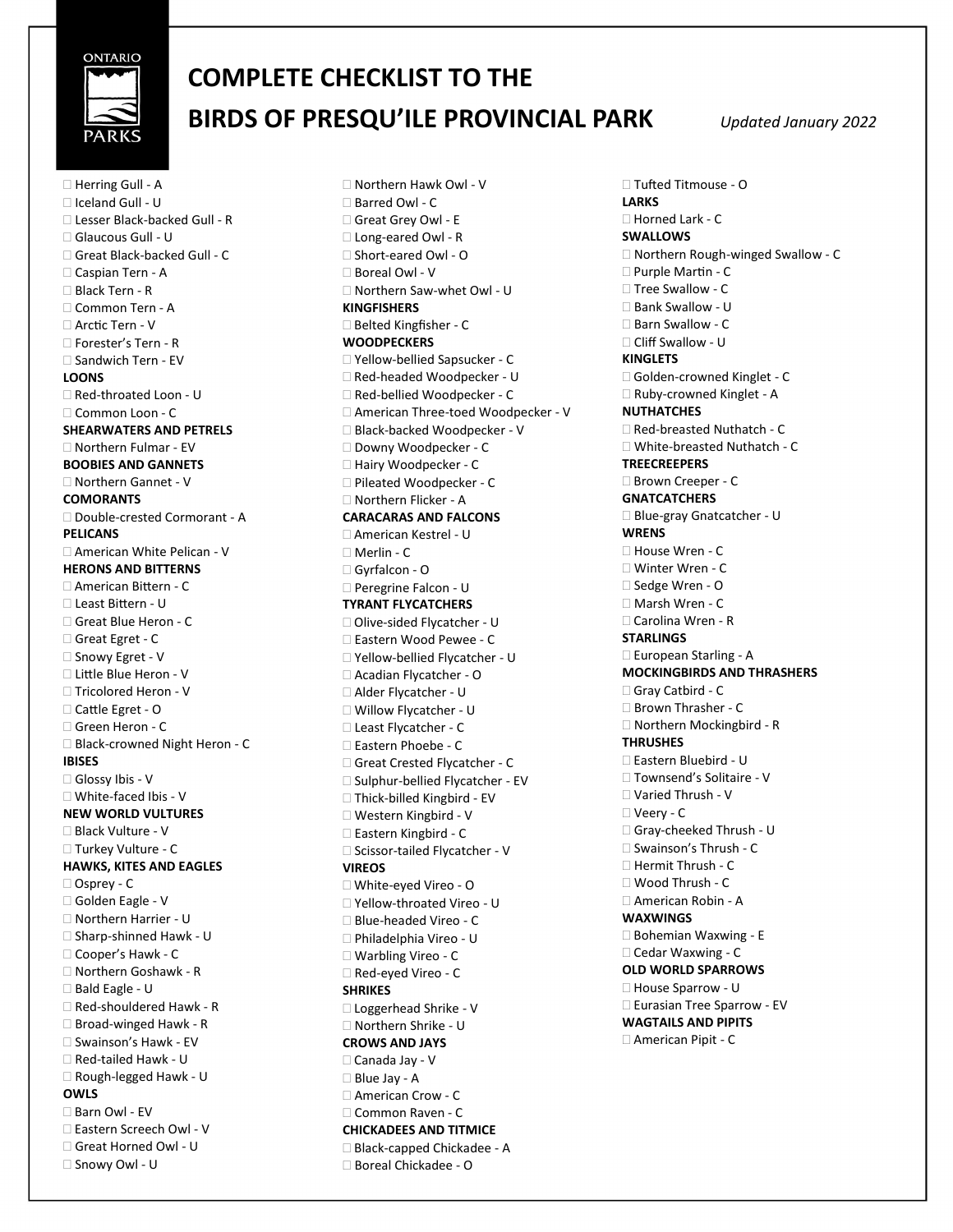# COMPLETE CHECKLIST TO THE BIRDS OF PRESQU'ILE PROVINCIAL PARK

*Updated January 2022*

- Herring Gull - A
- Iceland Gull - U
- Lesser Black-backed Gull - R
- Glaucous Gull - U
- Great Black-backed Gull - C
- Caspian Tern - A
- Black Tern - R
- Common Tern - A
- Arctic Tern - V
- Forester's Tern - R
- Sandwich Tern - EV

**LOONS**

- Red-throated Loon - U
- Common Loon - C

**SHEARWATERS AND PETRELS**

- Northern Fulmar - EV

**BOOBIES AND GANNETS**

- Northern Gannet - V

**COMORANTS**

- Double-crested Cormorant - A

**PELICANS**

- American White Pelican - V

**HERONS AND BITTERNS**

- American Bittern - C
- Least Bittern - U
- Great Blue Heron - C
- Great Egret - C
- Snowy Egret - V
- Little Blue Heron - V
- Tricolored Heron - V
- Cattle Egret - O
- Green Heron - C
- Black-crowned Night Heron - C

**IBISES**

- Glossy Ibis - V
- White-faced Ibis - V

**NEW WORLD VULTURES**

- Black Vulture - V
- Turkey Vulture - C

**HAWKS, KITES AND EAGLES**

- Osprey - C
- Golden Eagle - V
- Northern Harrier - U
- Sharp-shinned Hawk - U
- Cooper's Hawk - C
- Northern Goshawk - R
- Bald Eagle - U
- Red-shouldered Hawk - R
- Broad-winged Hawk - R
- Swainson's Hawk - EV
- Red-tailed Hawk - U
- Rough-legged Hawk - U

**OWLS**

- Barn Owl - EV
- Eastern Screech Owl - V
- Great Horned Owl - U
- Snowy Owl - U
- Northern Hawk Owl - V
- Barred Owl - C
- Great Grey Owl - E
- Long-eared Owl - R
- Short-eared Owl - O
- Boreal Owl - V
- Northern Saw-whet Owl - U

**KINGFISHERS**

- Belted Kingfisher - C

**WOODPECKERS**

- Yellow-bellied Sapsucker - C
- Red-headed Woodpecker - U
- Red-bellied Woodpecker - C
- American Three-toed Woodpecker - V
- Black-backed Woodpecker - V
- Downy Woodpecker - C
- Hairy Woodpecker - C
- Pileated Woodpecker - C
- Northern Flicker - A

**CARACARAS AND FALCONS**

- American Kestrel - U
- Merlin - C
- Gyrfalcon - O
- Peregrine Falcon - U

**TYRANT FLYCATCHERS**

- Olive-sided Flycatcher - U
- Eastern Wood Pewee - C
- Yellow-bellied Flycatcher - U
- Acadian Flycatcher - O
- Alder Flycatcher - U
- Willow Flycatcher - U
- Least Flycatcher - C
- Eastern Phoebe - C
- Great Crested Flycatcher - C
- Sulphur-bellied Flycatcher - EV
- Thick-billed Kingbird - EV
- Western Kingbird - V
- Eastern Kingbird - C
- Scissor-tailed Flycatcher - V

**VIREOS**

- White-eyed Vireo - O
- Yellow-throated Vireo - U
- Blue-headed Vireo - C
- Philadelphia Vireo - U
- Warbling Vireo - C
- Red-eyed Vireo - C

**SHRIKES**

- Loggerhead Shrike - V
- Northern Shrike - U

**CROWS AND JAYS**

- Canada Jay - V
- Blue Jay - A
- American Crow - C
- Common Raven - C

**CHICKADEES AND TITMICE**

- Black-capped Chickadee - A
- Boreal Chickadee - O
- Tufted Titmouse - O

**LARKS**

- Horned Lark - C

**SWALLOWS**

- Northern Rough-winged Swallow - C
- Purple Martin - C
- Tree Swallow - C
- Bank Swallow - U
- Barn Swallow - C
- Cliff Swallow - U

**KINGLETS**

- Golden-crowned Kinglet - C
- Ruby-crowned Kinglet - A

**NUTHATCHES**

- Red-breasted Nuthatch - C
- White-breasted Nuthatch - C

**TREECREEPERS**

- Brown Creeper - C

**GNATCATCHERS**

- Blue-gray Gnatcatcher - U

**WRENS**

- House Wren - C
- Winter Wren - C
- Sedge Wren - O
- Marsh Wren - C
- Carolina Wren - R

**STARLINGS**

- European Starling - A

**MOCKINGBIRDS AND THRASHERS**

- Gray Catbird - C
- Brown Thrasher - C
- Northern Mockingbird - R

**THRUSHES**

- Eastern Bluebird - U
- Townsend's Solitaire - V
- Varied Thrush - V
- Veery - C
- Gray-cheeked Thrush - U
- Swainson's Thrush - C
- Hermit Thrush - C
- Wood Thrush - C
- American Robin - A

**WAXWINGS**

- Bohemian Waxwing - E
- Cedar Waxwing - C

**OLD WORLD SPARROWS**

- House Sparrow - U
- Eurasian Tree Sparrow - EV

**WAGTAILS AND PIPITS**

- American Pipit - C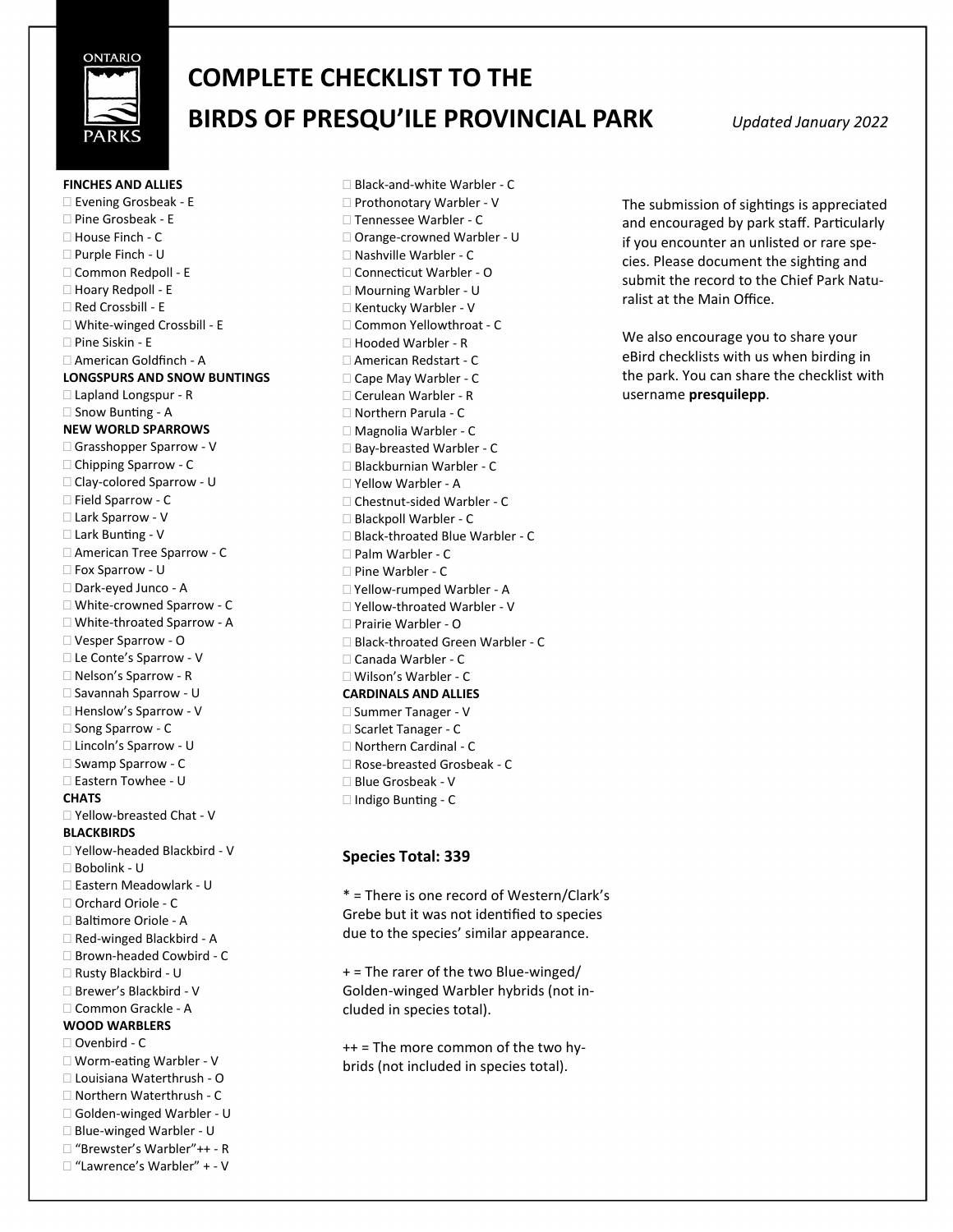# COMPLETE CHECKLIST TO THE BIRDS OF PRESQU'ILE PROVINCIAL PARK

*Updated January 2022*

**FINCHES AND ALLIES**
- Evening Grosbeak - E
- Pine Grosbeak - E
- House Finch - C
- Purple Finch - U
- Common Redpoll - E
- Hoary Redpoll - E
- Red Crossbill - E
- White-winged Crossbill - E
- Pine Siskin - E
- American Goldfinch - A

**LONGSPURS AND SNOW BUNTINGS**
- Lapland Longspur - R
- Snow Bunting - A

**NEW WORLD SPARROWS**
- Grasshopper Sparrow - V
- Chipping Sparrow - C
- Clay-colored Sparrow - U
- Field Sparrow - C
- Lark Sparrow - V
- Lark Bunting - V
- American Tree Sparrow - C
- Fox Sparrow - U
- Dark-eyed Junco - A
- White-crowned Sparrow - C
- White-throated Sparrow - A
- Vesper Sparrow - O
- Le Conte's Sparrow - V
- Nelson's Sparrow - R
- Savannah Sparrow - U
- Henslow's Sparrow - V
- Song Sparrow - C
- Lincoln's Sparrow - U
- Swamp Sparrow - C
- Eastern Towhee - U

**CHATS**
- Yellow-breasted Chat - V

**BLACKBIRDS**
- Yellow-headed Blackbird - V
- Bobolink - U
- Eastern Meadowlark - U
- Orchard Oriole - C
- Baltimore Oriole - A
- Red-winged Blackbird - A
- Brown-headed Cowbird - C
- Rusty Blackbird - U
- Brewer's Blackbird - V
- Common Grackle - A

**WOOD WARBLERS**
- Ovenbird - C
- Worm-eating Warbler - V
- Louisiana Waterthrush - O
- Northern Waterthrush - C
- Golden-winged Warbler - U
- Blue-winged Warbler - U
- "Brewster's Warbler"++ - R
- "Lawrence's Warbler" + - V
- Black-and-white Warbler - C
- Prothonotary Warbler - V
- Tennessee Warbler - C
- Orange-crowned Warbler - U
- Nashville Warbler - C
- Connecticut Warbler - O
- Mourning Warbler - U
- Kentucky Warbler - V
- Common Yellowthroat - C
- Hooded Warbler - R
- American Redstart - C
- Cape May Warbler - C
- Cerulean Warbler - R
- Northern Parula - C
- Magnolia Warbler - C
- Bay-breasted Warbler - C
- Blackburnian Warbler - C
- Yellow Warbler - A
- Chestnut-sided Warbler - C
- Blackpoll Warbler - C
- Black-throated Blue Warbler - C
- Palm Warbler - C
- Pine Warbler - C
- Yellow-rumped Warbler - A
- Yellow-throated Warbler - V
- Prairie Warbler - O
- Black-throated Green Warbler - C
- Canada Warbler - C
- Wilson's Warbler - C

**CARDINALS AND ALLIES**
- Summer Tanager - V
- Scarlet Tanager - C
- Northern Cardinal - C
- Rose-breasted Grosbeak - C
- Blue Grosbeak - V
- Indigo Bunting - C

**Species Total: 339**

* = There is one record of Western/Clark's Grebe but it was not identified to species due to the species' similar appearance.

+ = The rarer of the two Blue-winged/ Golden-winged Warbler hybrids (not included in species total).

++ = The more common of the two hybrids (not included in species total).

The submission of sightings is appreciated and encouraged by park staff. Particularly if you encounter an unlisted or rare species. Please document the sighting and submit the record to the Chief Park Naturalist at the Main Office.

We also encourage you to share your eBird checklists with us when birding in the park. You can share the checklist with username **presquilepp**.